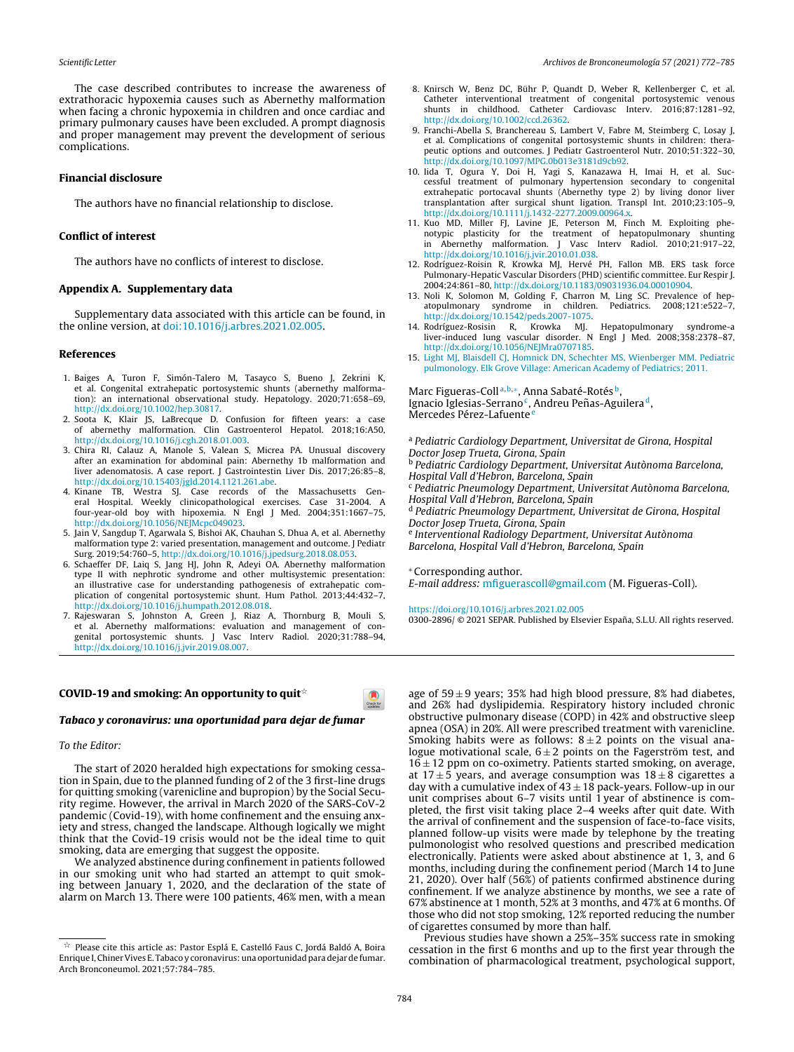The case described contributes to increase the awareness of extrathoracic hypoxemia causes such as Abernethy malformation when facing a chronic hypoxemia in children and once cardiac and primary pulmonary causes have been excluded. A prompt diagnosis and proper management may prevent the development of serious complications.

## Financial disclosure

The authors have no financial relationship to disclose.

## Conflict of interest

The authors have no conflicts of interest to disclose.

## Appendix A. Supplementary data

Supplementary data associated with this article can be found, in the online version, at doi:10.1016/j.arbres.2021.02.005.

## References

1. Baiges A, Turon F, Simón-Talero M, Tasayco S, Bueno J, Zekrini K, et al. Congenital extrahepatic portosystemic shunts (abernethy malformation): an international observational study. Hepatology. 2020;71:658–69, http://dx.doi.org/10.1002/hep.30817.
2. Soota K, Klair JS, LaBrecque D. Confusion for fifteen years: a case of abernethy malformation. Clin Gastroenterol Hepatol. 2018;16:A50, http://dx.doi.org/10.1016/j.cgh.2018.01.003.
3. Chira RI, Calauz A, Manole S, Valean S, Micrea PA. Unusual discovery after an examination for abdominal pain: Abernethy 1b malformation and liver adenomatosis. A case report. J Gastrointestin Liver Dis. 2017;26:85–8, http://dx.doi.org/10.15403/jgld.2014.1121.261.abe.
4. Kinane TB, Westra SJ. Case records of the Massachusetts General Hospital. Weekly clinicopathological exercises. Case 31-2004. A four-year-old boy with hipoxemia. N Engl J Med. 2004;351:1667–75, http://dx.doi.org/10.1056/NEJMcpc049023.
5. Jain V, Sangdup T, Agarwala S, Bishoi AK, Chauhan S, Dhua A, et al. Abernethy malformation type 2: varied presentation, management and outcome. J Pediatr Surg. 2019;54:760–5, http://dx.doi.org/10.1016/j.jpedsurg.2018.08.053.
6. Schaeffer DF, Laiq S, Jang HJ, John R, Adeyi OA. Abernethy malformation type II with nephrotic syndrome and other multisystemic presentation: an illustrative case for understanding pathogenesis of extrahepatic complication of congenital portosystemic shunt. Hum Pathol. 2013;44:432–7, http://dx.doi.org/10.1016/j.humpath.2012.08.018.
7. Rajeswaran S, Johnston A, Green J, Riaz A, Thornburg B, Mouli S, et al. Abernethy malformations: evaluation and management of congenital portosystemic shunts. J Vasc Interv Radiol. 2020;31:788–94, http://dx.doi.org/10.1016/j.jvir.2019.08.007.
8. Knirsch W, Benz DC, Bühr P, Quandt D, Weber R, Kellenberger C, et al. Catheter interventional treatment of congenital portosystemic venous shunts in childhood. Catheter Cardiovasc Interv. 2016;87:1281–92, http://dx.doi.org/10.1002/ccd.26362.
9. Franchi-Abella S, Branchereau S, Lambert V, Fabre M, Steimberg C, Losay J, et al. Complications of congenital portosystemic shunts in children: therapeutic options and outcomes. J Pediatr Gastroenterol Nutr. 2010;51:322–30, http://dx.doi.org/10.1097/MPG.0b013e3181d9cb92.
10. Iida T, Ogura Y, Doi H, Yagi S, Kanazawa H, Imai H, et al. Successful treatment of pulmonary hypertension secondary to congenital extrahepatic portocaval shunts (Abernethy type 2) by living donor liver transplantation after surgical shunt ligation. Transpl Int. 2010;23:105–9, http://dx.doi.org/10.1111/j.1432-2277.2009.00964.x.
11. Kuo MD, Miller FJ, Lavine JE, Peterson M, Finch M. Exploiting phenotypic plasticity for the treatment of hepatopulmonary shunting in Abernethy malformation. J Vasc Interv Radiol. 2010;21:917–22, http://dx.doi.org/10.1016/j.jvir.2010.01.038.
12. Rodríguez-Roisin R, Krowka MJ, Hervé PH, Fallon MB. ERS task force Pulmonary-Hepatic Vascular Disorders (PHD) scientific committee. Eur Respir J. 2004;24:861–80, http://dx.doi.org/10.1183/09031936.04.00010904.
13. Noli K, Solomon M, Golding F, Charron M, Ling SC. Prevalence of hepatopulmonary syndrome in children. Pediatrics. 2008;121:e522–7, http://dx.doi.org/10.1542/peds.2007-1075.
14. Rodríguez-Rosisin R, Krowka MJ. Hepatopulmonary syndrome-a liver-induced lung vascular disorder. N Engl J Med. 2008;358:2378–87, http://dx.doi.org/10.1056/NEJMra0707185.
15. Light MJ, Blaisdell CJ, Homnick DN, Schechter MS, Wienberger MM. Pediatric pulmonology. Elk Grove Village: American Academy of Pediatrics; 2011.

Marc Figueras-Coll[a,b,*], Anna Sabaté-Rotés[b], Ignacio Iglesias-Serrano[c], Andreu Peñas-Aguilera[d], Mercedes Pérez-Lafuente[e]

[a] *Pediatric Cardiology Department, Universitat de Girona, Hospital Doctor Josep Trueta, Girona, Spain*
[b] *Pediatric Cardiology Department, Universitat Autònoma Barcelona, Hospital Vall d'Hebron, Barcelona, Spain*
[c] *Pediatric Pneumology Department, Universitat Autònoma Barcelona, Hospital Vall d'Hebron, Barcelona, Spain*
[d] *Pediatric Pneumology Department, Universitat de Girona, Hospital Doctor Josep Trueta, Girona, Spain*
[e] *Interventional Radiology Department, Universitat Autònoma Barcelona, Hospital Vall d'Hebron, Barcelona, Spain*

* Corresponding author.
*E-mail address:* mfiguerascoll@gmail.com (M. Figueras-Coll).

https://doi.org/10.1016/j.arbres.2021.02.005
0300-2896/ © 2021 SEPAR. Published by Elsevier España, S.L.U. All rights reserved.

---

## COVID-19 and smoking: An opportunity to quit☆

### *Tabaco y coronavirus: una oportunidad para dejar de fumar*

*To the Editor:*

The start of 2020 heralded high expectations for smoking cessation in Spain, due to the planned funding of 2 of the 3 first-line drugs for quitting smoking (varenicline and bupropion) by the Social Security regime. However, the arrival in March 2020 of the SARS-CoV-2 pandemic (Covid-19), with home confinement and the ensuing anxiety and stress, changed the landscape. Although logically we might think that the Covid-19 crisis would not be the ideal time to quit smoking, data are emerging that suggest the opposite.

We analyzed abstinence during confinement in patients followed in our smoking unit who had started an attempt to quit smoking between January 1, 2020, and the declaration of the state of alarm on March 13. There were 100 patients, 46% men, with a mean age of $59 \pm 9$ years; 35% had high blood pressure, 8% had diabetes, and 26% had dyslipidemia. Respiratory history included chronic obstructive pulmonary disease (COPD) in 42% and obstructive sleep apnea (OSA) in 20%. All were prescribed treatment with varenicline. Smoking habits were as follows: $8 \pm 2$ points on the visual analogue motivational scale, $6 \pm 2$ points on the Fagerström test, and $16 \pm 12$ ppm on co-oximetry. Patients started smoking, on average, at $17 \pm 5$ years, and average consumption was $18 \pm 8$ cigarettes a day with a cumulative index of $43 \pm 18$ pack-years. Follow-up in our unit comprises about 6–7 visits until 1 year of abstinence is completed, the first visit taking place 2–4 weeks after quit date. With the arrival of confinement and the suspension of face-to-face visits, planned follow-up visits were made by telephone by the treating pulmonologist who resolved questions and prescribed medication electronically. Patients were asked about abstinence at 1, 3, and 6 months, including during the confinement period (March 14 to June 21, 2020). Over half (56%) of patients confirmed abstinence during confinement. If we analyze abstinence by months, we see a rate of 67% abstinence at 1 month, 52% at 3 months, and 47% at 6 months. Of those who did not stop smoking, 12% reported reducing the number of cigarettes consumed by more than half.

Previous studies have shown a 25%–35% success rate in smoking cessation in the first 6 months and up to the first year through the combination of pharmacological treatment, psychological support,

☆ Please cite this article as: Pastor Esplá E, Castelló Faus C, Jordá Baldó A, Boira Enrique I, Chiner Vives E. Tabaco y coronavirus: una oportunidad para dejar de fumar. Arch Bronconeumol. 2021;57:784–785.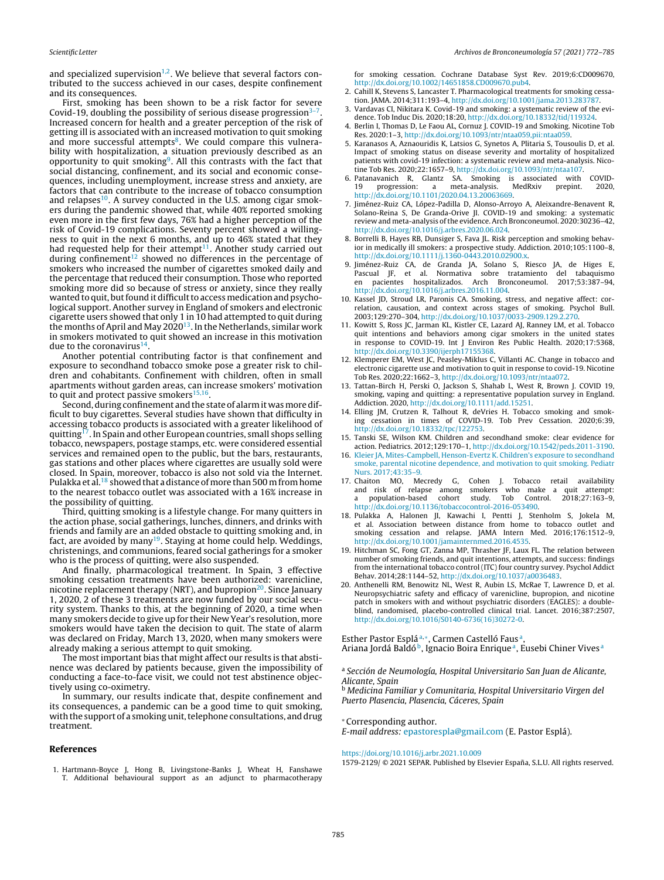and specialized supervision[1,2]. We believe that several factors contributed to the success achieved in our cases, despite confinement and its consequences.

First, smoking has been shown to be a risk factor for severe Covid-19, doubling the possibility of serious disease progression[3–7]. Increased concern for health and a greater perception of the risk of getting ill is associated with an increased motivation to quit smoking and more successful attempts[8]. We could compare this vulnerability with hospitalization, a situation previously described as an opportunity to quit smoking[9]. All this contrasts with the fact that social distancing, confinement, and its social and economic consequences, including unemployment, increase stress and anxiety, are factors that can contribute to the increase of tobacco consumption and relapses[10]. A survey conducted in the U.S. among cigar smokers during the pandemic showed that, while 40% reported smoking even more in the first few days, 76% had a higher perception of the risk of Covid-19 complications. Seventy percent showed a willingness to quit in the next 6 months, and up to 46% stated that they had requested help for their attempt[11]. Another study carried out during confinement[12] showed no differences in the percentage of smokers who increased the number of cigarettes smoked daily and the percentage that reduced their consumption. Those who reported smoking more did so because of stress or anxiety, since they really wanted to quit, but found it difficult to access medication and psychological support. Another survey in England of smokers and electronic cigarette users showed that only 1 in 10 had attempted to quit during the months of April and May 2020[13]. In the Netherlands, similar work in smokers motivated to quit showed an increase in this motivation due to the coronavirus[14].

Another potential contributing factor is that confinement and exposure to secondhand tobacco smoke pose a greater risk to children and cohabitants. Confinement with children, often in small apartments without garden areas, can increase smokers' motivation to quit and protect passive smokers[15,16].

Second, during confinement and the state of alarm it was more difficult to buy cigarettes. Several studies have shown that difficulty in accessing tobacco products is associated with a greater likelihood of quitting[17]. In Spain and other European countries, small shops selling tobacco, newspapers, postage stamps, etc. were considered essential services and remained open to the public, but the bars, restaurants, gas stations and other places where cigarettes are usually sold were closed. In Spain, moreover, tobacco is also not sold via the Internet. Pulakka et al.[18] showed that a distance of more than 500 m from home to the nearest tobacco outlet was associated with a 16% increase in the possibility of quitting.

Third, quitting smoking is a lifestyle change. For many quitters in the action phase, social gatherings, lunches, dinners, and drinks with friends and family are an added obstacle to quitting smoking and, in fact, are avoided by many[19]. Staying at home could help. Weddings, christenings, and communions, feared social gatherings for a smoker who is the process of quitting, were also suspended.

And finally, pharmacological treatment. In Spain, 3 effective smoking cessation treatments have been authorized: varenicline, nicotine replacement therapy (NRT), and bupropion[20]. Since January 1, 2020, 2 of these 3 treatments are now funded by our social security system. Thanks to this, at the beginning of 2020, a time when many smokers decide to give up for their New Year's resolution, more smokers would have taken the decision to quit. The state of alarm was declared on Friday, March 13, 2020, when many smokers were already making a serious attempt to quit smoking.

The most important bias that might affect our results is that abstinence was declared by patients because, given the impossibility of conducting a face-to-face visit, we could not test abstinence objectively using co-oximetry.

In summary, our results indicate that, despite confinement and its consequences, a pandemic can be a good time to quit smoking, with the support of a smoking unit, telephone consultations, and drug treatment.

## References

1. Hartmann-Boyce J, Hong B, Livingstone-Banks J, Wheat H, Fanshawe T. Additional behavioural support as an adjunct to pharmacotherapy for smoking cessation. Cochrane Database Syst Rev. 2019;6:CD009670, http://dx.doi.org/10.1002/14651858.CD009670.pub4.
2. Cahill K, Stevens S, Lancaster T. Pharmacological treatments for smoking cessation. JAMA. 2014;311:193–4, http://dx.doi.org/10.1001/jama.2013.283787.
3. Vardavas CI, Nikitara K. Covid-19 and smoking: a systematic review of the evidence. Tob Induc Dis. 2020;18:20, http://dx.doi.org/10.18332/tid/119324.
4. Berlin I, Thomas D, Le Faou AL, Cornuz J. COVID-19 and Smoking. Nicotine Tob Res. 2020:1–3, http://dx.doi.org/10.1093/ntr/ntaa059,pii:ntaa059.
5. Karanasos A, Aznaouridis K, Latsios G, Synetos A, Plitaria S, Tousoulis D, et al. Impact of smoking status on disease severity and mortality of hospitalized patients with covid-19 infection: a systematic review and meta-analysis. Nicotine Tob Res. 2020;22:1657–9, http://dx.doi.org/10.1093/ntr/ntaa107.
6. Patanavanich R, Glantz SA. Smoking is associated with COVID-19 progression: a meta-analysis. MedRxiv prepint. 2020, http://dx.doi.org/10.1101/2020.04.13.20063669.
7. Jiménez-Ruiz CA, López-Padilla D, Alonso-Arroyo A, Aleixandre-Benavent R, Solano-Reina S, De Granda-Orive JI. COVID-19 and smoking: a systematic review and meta-analysis of the evidence. Arch Bronconeumol. 2020:30236–42, http://dx.doi.org/10.1016/j.arbres.2020.06.024.
8. Borrelli B, Hayes RB, Dunsiger S, Fava JL. Risk perception and smoking behavior in medically ill smokers: a prospective study. Addiction. 2010;105:1100–8, http://dx.doi.org/10.1111/j.1360-0443.2010.02900.x.
9. Jiménez-Ruiz CA, de Granda JA, Solano S, Riesco JA, de Higes E, Pascual JF, et al. Normativa sobre tratamiento del tabaquismo en pacientes hospitalizados. Arch Bronconeumol. 2017;53:387–94, http://dx.doi.org/10.1016/j.arbres.2016.11.004.
10. Kassel JD, Stroud LR, Paronis CA. Smoking, stress, and negative affect: correlation, causation, and context across stages of smoking. Psychol Bull. 2003;129:270–304, http://dx.doi.org/10.1037/0033-2909.129.2.270.
11. Kowitt S, Ross JC, Jarman KL, Kistler CE, Lazard AJ, Ranney LM, et al. Tobacco quit intentions and behaviors among cigar smokers in the united states in response to COVID-19. Int J Environ Res Public Health. 2020;17:5368, http://dx.doi.org/10.3390/ijerph17155368.
12. Klemperer EM, West JC, Peasley-Miklus C, Villanti AC. Change in tobacco and electronic cigarette use and motivation to quit in response to covid-19. Nicotine Tob Res. 2020;22:1662–3, http://dx.doi.org/10.1093/ntr/ntaa072.
13. Tattan-Birch H, Perski O, Jackson S, Shahab L, West R, Brown J. COVID 19, smoking, vaping and quitting: a representative population survey in England. Addiction. 2020, http://dx.doi.org/10.1111/add.15251.
14. Elling JM, Crutzen R, Talhout R, deVries H. Tobacco smoking and smoking cessation in times of COVID-19. Tob Prev Cessation. 2020;6:39, http://dx.doi.org/10.18332/tpc/122753.
15. Tanski SE, Wilson KM. Children and secondhand smoke: clear evidence for action. Pediatrics. 2012;129:170–1, http://dx.doi.org/10.1542/peds.2011-3190.
16. Kleier JA, Mites-Campbell, Henson-Evertz K. Children's exposure to secondhand smoke, parental nicotine dependence, and motivation to quit smoking. Pediatr Nurs. 2017;43:35–9.
17. Chaiton MO, Mecredy G, Cohen J. Tobacco retail availability and risk of relapse among smokers who make a quit attempt: a population-based cohort study. Tob Control. 2018;27:163–9, http://dx.doi.org/10.1136/tobaccocontrol-2016-053490.
18. Pulakka A, Halonen JI, Kawachi I, Pentti J, Stenholm S, Jokela M, et al. Association between distance from home to tobacco outlet and smoking cessation and relapse. JAMA Intern Med. 2016;176:1512–9, http://dx.doi.org/10.1001/jamainternmed.2016.4535.
19. Hitchman SC, Fong GT, Zanna MP, Thrasher JF, Laux FL. The relation between number of smoking friends, and quit intentions, attempts, and success: findings from the international tobacco control (ITC) four country survey. Psychol Addict Behav. 2014;28:1144–52, http://dx.doi.org/10.1037/a0036483.
20. Anthenelli RM, Benowitz NL, West R, Aubin LS, McRae T, Lawrence D, et al. Neuropsychiatric safety and efficacy of varenicline, bupropion, and nicotine patch in smokers with and without psychiatric disorders (EAGLES): a double-blind, randomised, placebo-controlled clinical trial. Lancet. 2016;387:2507, http://dx.doi.org/10.1016/S0140-6736(16)30272-0.

Esther Pastor Esplá[a,*], Carmen Castelló Faus[a], Ariana Jordá Baldó[b], Ignacio Boira Enrique[a], Eusebi Chiner Vives[a]

[a] *Sección de Neumología, Hospital Universitario San Juan de Alicante, Alicante, Spain*

[b] *Medicina Familiar y Comunitaria, Hospital Universitario Virgen del Puerto Plasencia, Plasencia, Cáceres, Spain*

* Corresponding author.
*E-mail address:* epastorespla@gmail.com (E. Pastor Esplá).

https://doi.org/10.1016/j.arbr.2021.10.009
1579-2129/ © 2021 SEPAR. Published by Elsevier España, S.L.U. All rights reserved.